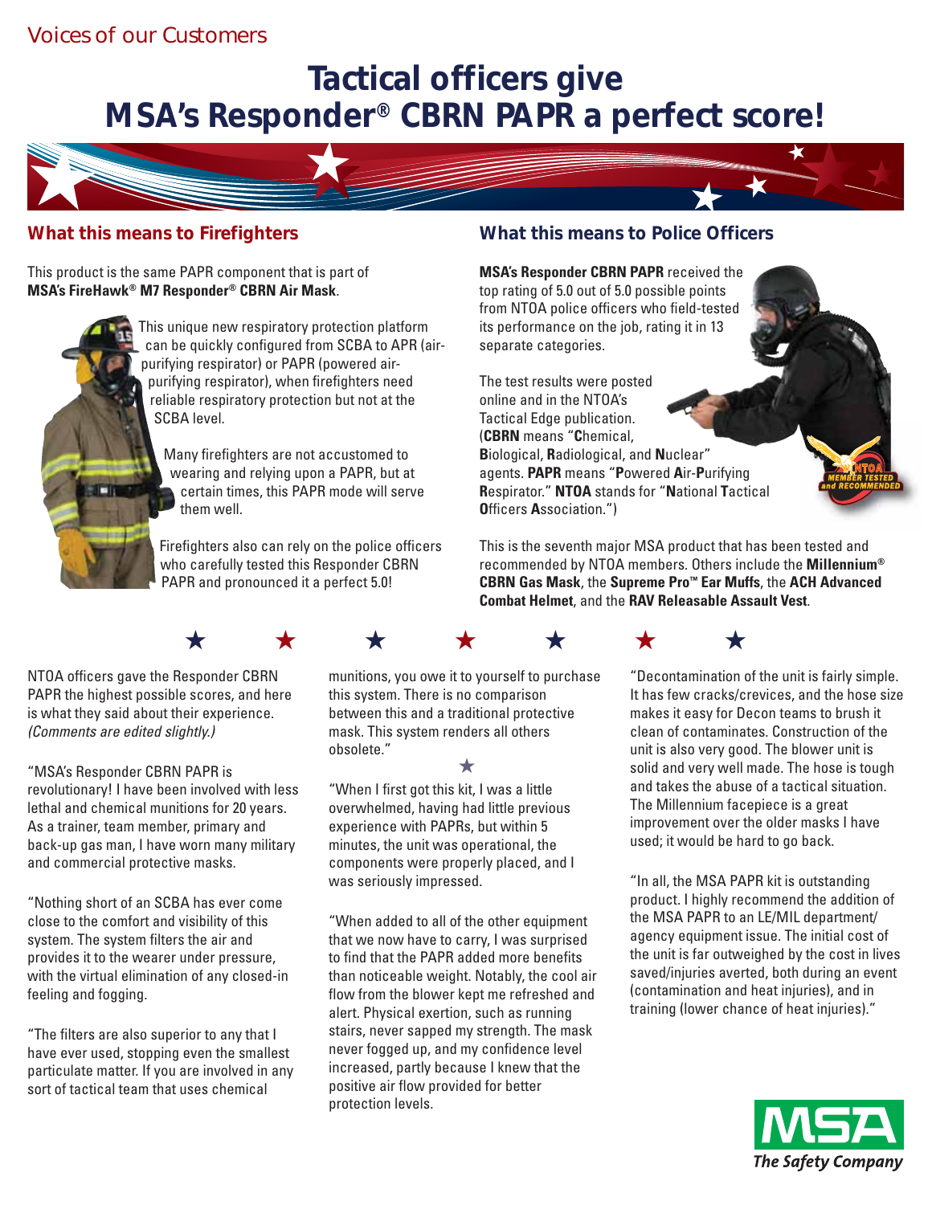Voices of our Customers

# Tactical officers give MSA's Responder® CBRN PAPR a perfect score!

## What this means to Firefighters

This product is the same PAPR component that is part of **MSA's FireHawk® M7 Responder® CBRN Air Mask**.

This unique new respiratory protection platform can be quickly configured from SCBA to APR (air-purifying respirator) or PAPR (powered air-purifying respirator), when firefighters need reliable respiratory protection but not at the SCBA level.

Many firefighters are not accustomed to wearing and relying upon a PAPR, but at certain times, this PAPR mode will serve them well.

Firefighters also can rely on the police officers who carefully tested this Responder CBRN PAPR and pronounced it a perfect 5.0!

## What this means to Police Officers

**MSA's Responder CBRN PAPR** received the top rating of 5.0 out of 5.0 possible points from NTOA police officers who field-tested its performance on the job, rating it in 13 separate categories.

The test results were posted online and in the NTOA's Tactical Edge publication. (**CBRN** means "**C**hemical, **B**iological, **R**adiological, and **N**uclear" agents. **PAPR** means "**P**owered **A**ir-**P**urifying **R**espirator." **NTOA** stands for "**N**ational **T**actical **O**fficers **A**ssociation.")

NTOA MEMBER TESTED and RECOMMENDED

This is the seventh major MSA product that has been tested and recommended by NTOA members. Others include the **Millennium® CBRN Gas Mask**, the **Supreme Pro™ Ear Muffs**, the **ACH Advanced Combat Helmet**, and the **RAV Releasable Assault Vest**.

★ ★ ★ ★ ★ ★ ★

NTOA officers gave the Responder CBRN PAPR the highest possible scores, and here is what they said about their experience. *(Comments are edited slightly.)*

"MSA's Responder CBRN PAPR is revolutionary! I have been involved with less lethal and chemical munitions for 20 years. As a trainer, team member, primary and back-up gas man, I have worn many military and commercial protective masks.

"Nothing short of an SCBA has ever come close to the comfort and visibility of this system. The system filters the air and provides it to the wearer under pressure, with the virtual elimination of any closed-in feeling and fogging.

"The filters are also superior to any that I have ever used, stopping even the smallest particulate matter. If you are involved in any sort of tactical team that uses chemical munitions, you owe it to yourself to purchase this system. There is no comparison between this and a traditional protective mask. This system renders all others obsolete."

★

"When I first got this kit, I was a little overwhelmed, having had little previous experience with PAPRs, but within 5 minutes, the unit was operational, the components were properly placed, and I was seriously impressed.

"When added to all of the other equipment that we now have to carry, I was surprised to find that the PAPR added more benefits than noticeable weight. Notably, the cool air flow from the blower kept me refreshed and alert. Physical exertion, such as running stairs, never sapped my strength. The mask never fogged up, and my confidence level increased, partly because I knew that the positive air flow provided for better protection levels.

"Decontamination of the unit is fairly simple. It has few cracks/crevices, and the hose size makes it easy for Decon teams to brush it clean of contaminates. Construction of the unit is also very good. The blower unit is solid and very well made. The hose is tough and takes the abuse of a tactical situation. The Millennium facepiece is a great improvement over the older masks I have used; it would be hard to go back.

"In all, the MSA PAPR kit is outstanding product. I highly recommend the addition of the MSA PAPR to an LE/MIL department/agency equipment issue. The initial cost of the unit is far outweighed by the cost in lives saved/injuries averted, both during an event (contamination and heat injuries), and in training (lower chance of heat injuries)."

MSA
The Safety Company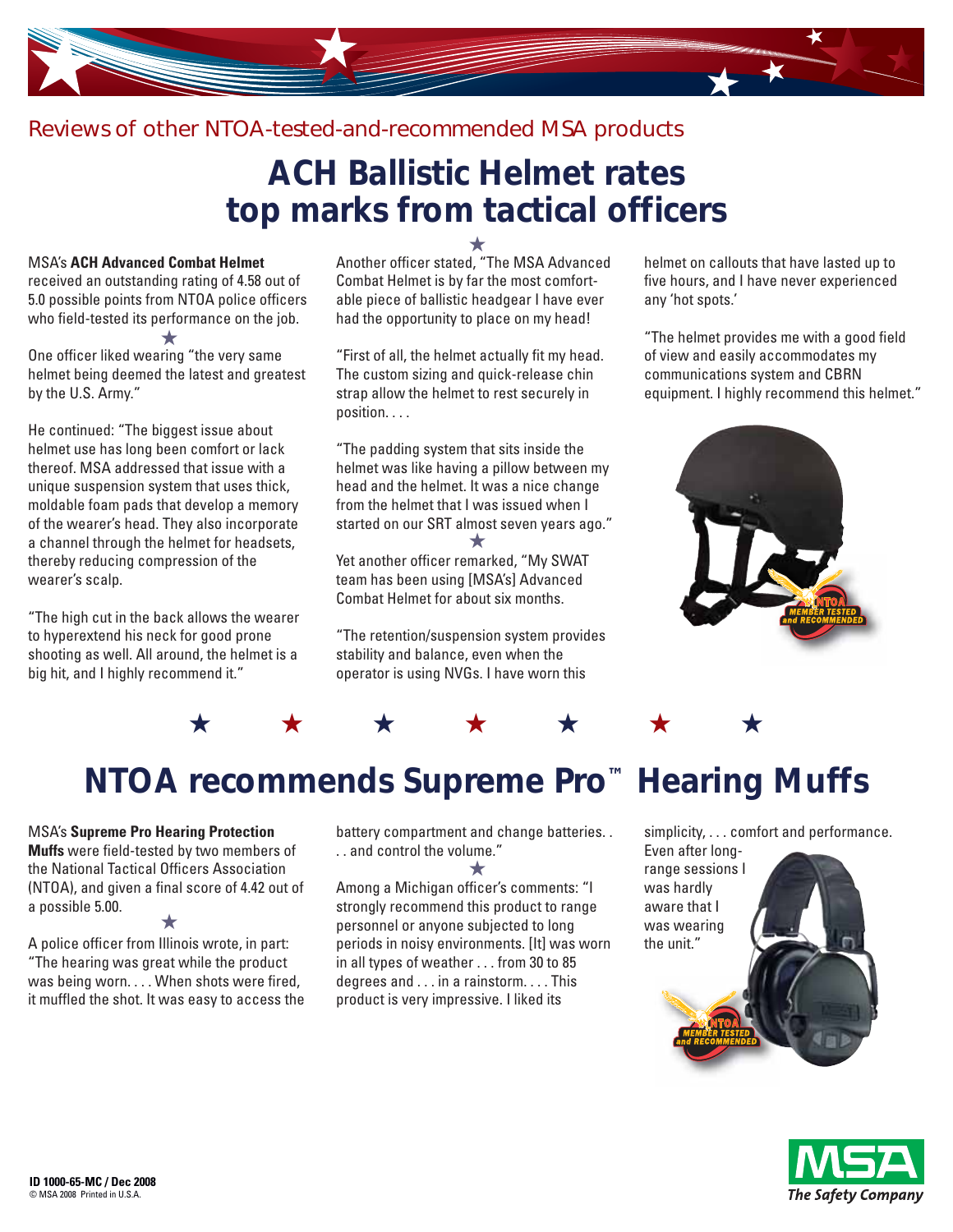Reviews of other NTOA-tested-and-recommended MSA products

# ACH Ballistic Helmet rates top marks from tactical officers

MSA's **ACH Advanced Combat Helmet** received an outstanding rating of 4.58 out of 5.0 possible points from NTOA police officers who field-tested its performance on the job.

★

One officer liked wearing "the very same helmet being deemed the latest and greatest by the U.S. Army."

He continued: "The biggest issue about helmet use has long been comfort or lack thereof. MSA addressed that issue with a unique suspension system that uses thick, moldable foam pads that develop a memory of the wearer's head. They also incorporate a channel through the helmet for headsets, thereby reducing compression of the wearer's scalp.

"The high cut in the back allows the wearer to hyperextend his neck for good prone shooting as well. All around, the helmet is a big hit, and I highly recommend it."

★

Another officer stated, "The MSA Advanced Combat Helmet is by far the most comfortable piece of ballistic headgear I have ever had the opportunity to place on my head!

"First of all, the helmet actually fit my head. The custom sizing and quick-release chin strap allow the helmet to rest securely in position. . . .

"The padding system that sits inside the helmet was like having a pillow between my head and the helmet. It was a nice change from the helmet that I was issued when I started on our SRT almost seven years ago."

★

Yet another officer remarked, "My SWAT team has been using [MSA's] Advanced Combat Helmet for about six months.

"The retention/suspension system provides stability and balance, even when the operator is using NVGs. I have worn this helmet on callouts that have lasted up to five hours, and I have never experienced any 'hot spots.'

"The helmet provides me with a good field of view and easily accommodates my communications system and CBRN equipment. I highly recommend this helmet."

NTOA MEMBER TESTED and RECOMMENDED

★ ★ ★ ★ ★ ★ ★

# NTOA recommends Supreme Pro™ Hearing Muffs

MSA's **Supreme Pro Hearing Protection Muffs** were field-tested by two members of the National Tactical Officers Association (NTOA), and given a final score of 4.42 out of a possible 5.00.

★

A police officer from Illinois wrote, in part: "The hearing was great while the product was being worn. . . . When shots were fired, it muffled the shot. It was easy to access the battery compartment and change batteries. . . and control the volume."

★

Among a Michigan officer's comments: "I strongly recommend this product to range personnel or anyone subjected to long periods in noisy environments. [It] was worn in all types of weather . . . from 30 to 85 degrees and . . . in a rainstorm. . . . This product is very impressive. I liked its simplicity, . . . comfort and performance. Even after long-range sessions I was hardly aware that I was wearing the unit."

NTOA MEMBER TESTED and RECOMMENDED

ID 1000-65-MC / Dec 2008
© MSA 2008 Printed in U.S.A.

MSA The Safety Company